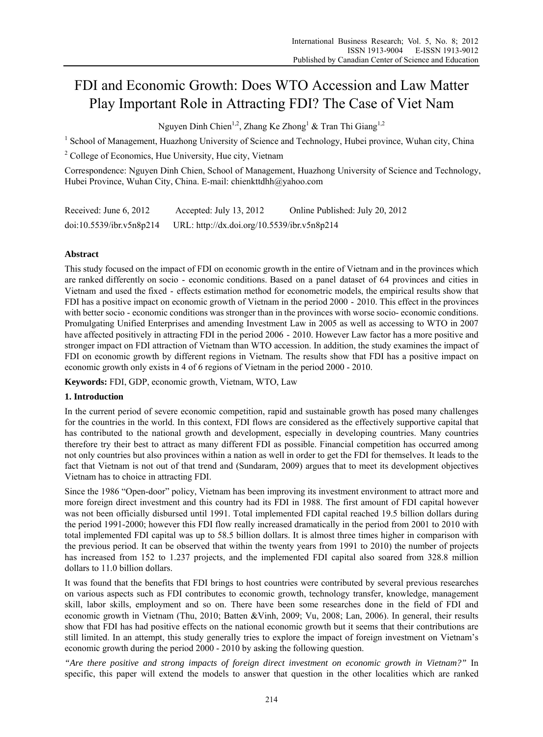# FDI and Economic Growth: Does WTO Accession and Law Matter Play Important Role in Attracting FDI? The Case of Viet Nam

Nguyen Dinh Chien[1,2], Zhang Ke Zhong[1] & Tran Thi Giang[1,2]

[1] School of Management, Huazhong University of Science and Technology, Hubei province, Wuhan city, China

[2] College of Economics, Hue University, Hue city, Vietnam

Correspondence: Nguyen Dinh Chien, School of Management, Huazhong University of Science and Technology, Hubei Province, Wuhan City, China. E-mail: chienkttdhh@yahoo.com

Received: June 6, 2012 Accepted: July 13, 2012 Online Published: July 20, 2012

doi:10.5539/ibr.v5n8p214 URL: http://dx.doi.org/10.5539/ibr.v5n8p214

## Abstract

This study focused on the impact of FDI on economic growth in the entire of Vietnam and in the provinces which are ranked differently on socio - economic conditions. Based on a panel dataset of 64 provinces and cities in Vietnam and used the fixed - effects estimation method for econometric models, the empirical results show that FDI has a positive impact on economic growth of Vietnam in the period 2000 - 2010. This effect in the provinces with better socio - economic conditions was stronger than in the provinces with worse socio- economic conditions. Promulgating Unified Enterprises and amending Investment Law in 2005 as well as accessing to WTO in 2007 have affected positively in attracting FDI in the period 2006 - 2010. However Law factor has a more positive and stronger impact on FDI attraction of Vietnam than WTO accession. In addition, the study examines the impact of FDI on economic growth by different regions in Vietnam. The results show that FDI has a positive impact on economic growth only exists in 4 of 6 regions of Vietnam in the period 2000 - 2010.

**Keywords:** FDI, GDP, economic growth, Vietnam, WTO, Law

## 1. Introduction

In the current period of severe economic competition, rapid and sustainable growth has posed many challenges for the countries in the world. In this context, FDI flows are considered as the effectively supportive capital that has contributed to the national growth and development, especially in developing countries. Many countries therefore try their best to attract as many different FDI as possible. Financial competition has occurred among not only countries but also provinces within a nation as well in order to get the FDI for themselves. It leads to the fact that Vietnam is not out of that trend and (Sundaram, 2009) argues that to meet its development objectives Vietnam has to choice in attracting FDI.

Since the 1986 "Open-door" policy, Vietnam has been improving its investment environment to attract more and more foreign direct investment and this country had its FDI in 1988. The first amount of FDI capital however was not been officially disbursed until 1991. Total implemented FDI capital reached 19.5 billion dollars during the period 1991-2000; however this FDI flow really increased dramatically in the period from 2001 to 2010 with total implemented FDI capital was up to 58.5 billion dollars. It is almost three times higher in comparison with the previous period. It can be observed that within the twenty years from 1991 to 2010) the number of projects has increased from 152 to 1.237 projects, and the implemented FDI capital also soared from 328.8 million dollars to 11.0 billion dollars.

It was found that the benefits that FDI brings to host countries were contributed by several previous researches on various aspects such as FDI contributes to economic growth, technology transfer, knowledge, management skill, labor skills, employment and so on. There have been some researches done in the field of FDI and economic growth in Vietnam (Thu, 2010; Batten &Vinh, 2009; Vu, 2008; Lan, 2006). In general, their results show that FDI has had positive effects on the national economic growth but it seems that their contributions are still limited. In an attempt, this study generally tries to explore the impact of foreign investment on Vietnam's economic growth during the period 2000 - 2010 by asking the following question.

*"Are there positive and strong impacts of foreign direct investment on economic growth in Vietnam?"* In specific, this paper will extend the models to answer that question in the other localities which are ranked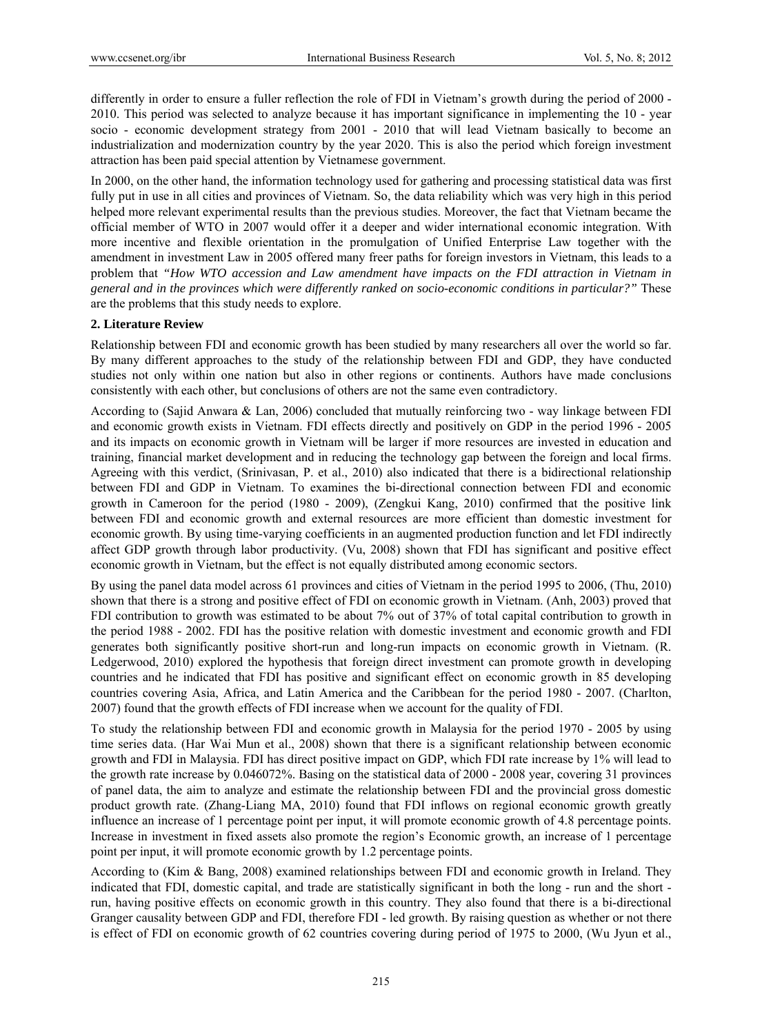differently in order to ensure a fuller reflection the role of FDI in Vietnam's growth during the period of 2000 - 2010. This period was selected to analyze because it has important significance in implementing the 10 - year socio - economic development strategy from 2001 - 2010 that will lead Vietnam basically to become an industrialization and modernization country by the year 2020. This is also the period which foreign investment attraction has been paid special attention by Vietnamese government.

In 2000, on the other hand, the information technology used for gathering and processing statistical data was first fully put in use in all cities and provinces of Vietnam. So, the data reliability which was very high in this period helped more relevant experimental results than the previous studies. Moreover, the fact that Vietnam became the official member of WTO in 2007 would offer it a deeper and wider international economic integration. With more incentive and flexible orientation in the promulgation of Unified Enterprise Law together with the amendment in investment Law in 2005 offered many freer paths for foreign investors in Vietnam, this leads to a problem that *"How WTO accession and Law amendment have impacts on the FDI attraction in Vietnam in general and in the provinces which were differently ranked on socio-economic conditions in particular?"* These are the problems that this study needs to explore.

## 2. Literature Review

Relationship between FDI and economic growth has been studied by many researchers all over the world so far. By many different approaches to the study of the relationship between FDI and GDP, they have conducted studies not only within one nation but also in other regions or continents. Authors have made conclusions consistently with each other, but conclusions of others are not the same even contradictory.

According to (Sajid Anwara & Lan, 2006) concluded that mutually reinforcing two - way linkage between FDI and economic growth exists in Vietnam. FDI effects directly and positively on GDP in the period 1996 - 2005 and its impacts on economic growth in Vietnam will be larger if more resources are invested in education and training, financial market development and in reducing the technology gap between the foreign and local firms. Agreeing with this verdict, (Srinivasan, P. et al., 2010) also indicated that there is a bidirectional relationship between FDI and GDP in Vietnam. To examines the bi-directional connection between FDI and economic growth in Cameroon for the period (1980 - 2009), (Zengkui Kang, 2010) confirmed that the positive link between FDI and economic growth and external resources are more efficient than domestic investment for economic growth. By using time-varying coefficients in an augmented production function and let FDI indirectly affect GDP growth through labor productivity. (Vu, 2008) shown that FDI has significant and positive effect economic growth in Vietnam, but the effect is not equally distributed among economic sectors.

By using the panel data model across 61 provinces and cities of Vietnam in the period 1995 to 2006, (Thu, 2010) shown that there is a strong and positive effect of FDI on economic growth in Vietnam. (Anh, 2003) proved that FDI contribution to growth was estimated to be about 7% out of 37% of total capital contribution to growth in the period 1988 - 2002. FDI has the positive relation with domestic investment and economic growth and FDI generates both significantly positive short-run and long-run impacts on economic growth in Vietnam. (R. Ledgerwood, 2010) explored the hypothesis that foreign direct investment can promote growth in developing countries and he indicated that FDI has positive and significant effect on economic growth in 85 developing countries covering Asia, Africa, and Latin America and the Caribbean for the period 1980 - 2007. (Charlton, 2007) found that the growth effects of FDI increase when we account for the quality of FDI.

To study the relationship between FDI and economic growth in Malaysia for the period 1970 - 2005 by using time series data. (Har Wai Mun et al., 2008) shown that there is a significant relationship between economic growth and FDI in Malaysia. FDI has direct positive impact on GDP, which FDI rate increase by 1% will lead to the growth rate increase by 0.046072%. Basing on the statistical data of 2000 - 2008 year, covering 31 provinces of panel data, the aim to analyze and estimate the relationship between FDI and the provincial gross domestic product growth rate. (Zhang-Liang MA, 2010) found that FDI inflows on regional economic growth greatly influence an increase of 1 percentage point per input, it will promote economic growth of 4.8 percentage points. Increase in investment in fixed assets also promote the region's Economic growth, an increase of 1 percentage point per input, it will promote economic growth by 1.2 percentage points.

According to (Kim & Bang, 2008) examined relationships between FDI and economic growth in Ireland. They indicated that FDI, domestic capital, and trade are statistically significant in both the long - run and the short - run, having positive effects on economic growth in this country. They also found that there is a bi-directional Granger causality between GDP and FDI, therefore FDI - led growth. By raising question as whether or not there is effect of FDI on economic growth of 62 countries covering during period of 1975 to 2000, (Wu Jyun et al.,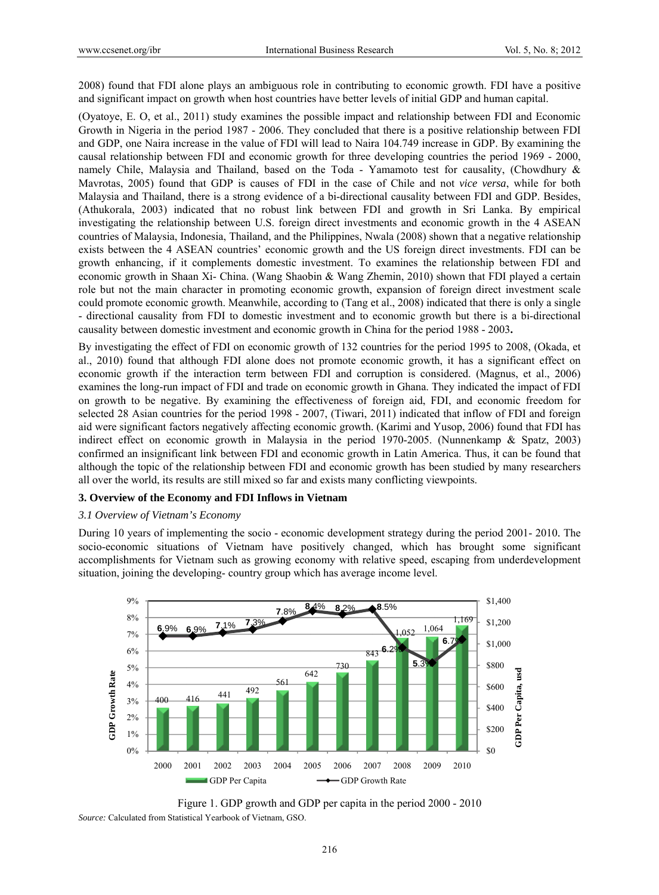2008) found that FDI alone plays an ambiguous role in contributing to economic growth. FDI have a positive and significant impact on growth when host countries have better levels of initial GDP and human capital.

(Oyatoye, E. O, et al., 2011) study examines the possible impact and relationship between FDI and Economic Growth in Nigeria in the period 1987 - 2006. They concluded that there is a positive relationship between FDI and GDP, one Naira increase in the value of FDI will lead to Naira 104.749 increase in GDP. By examining the causal relationship between FDI and economic growth for three developing countries the period 1969 - 2000, namely Chile, Malaysia and Thailand, based on the Toda - Yamamoto test for causality, (Chowdhury & Mavrotas, 2005) found that GDP is causes of FDI in the case of Chile and not *vice versa*, while for both Malaysia and Thailand, there is a strong evidence of a bi-directional causality between FDI and GDP. Besides, (Athukorala, 2003) indicated that no robust link between FDI and growth in Sri Lanka. By empirical investigating the relationship between U.S. foreign direct investments and economic growth in the 4 ASEAN countries of Malaysia, Indonesia, Thailand, and the Philippines, Nwala (2008) shown that a negative relationship exists between the 4 ASEAN countries' economic growth and the US foreign direct investments. FDI can be growth enhancing, if it complements domestic investment. To examines the relationship between FDI and economic growth in Shaan Xi- China. (Wang Shaobin & Wang Zhemin, 2010) shown that FDI played a certain role but not the main character in promoting economic growth, expansion of foreign direct investment scale could promote economic growth. Meanwhile, according to (Tang et al., 2008) indicated that there is only a single - directional causality from FDI to domestic investment and to economic growth but there is a bi-directional causality between domestic investment and economic growth in China for the period 1988 - 2003**.**

By investigating the effect of FDI on economic growth of 132 countries for the period 1995 to 2008, (Okada, et al., 2010) found that although FDI alone does not promote economic growth, it has a significant effect on economic growth if the interaction term between FDI and corruption is considered. (Magnus, et al., 2006) examines the long-run impact of FDI and trade on economic growth in Ghana. They indicated the impact of FDI on growth to be negative. By examining the effectiveness of foreign aid, FDI, and economic freedom for selected 28 Asian countries for the period 1998 - 2007, (Tiwari, 2011) indicated that inflow of FDI and foreign aid were significant factors negatively affecting economic growth. (Karimi and Yusop, 2006) found that FDI has indirect effect on economic growth in Malaysia in the period 1970-2005. (Nunnenkamp & Spatz, 2003) confirmed an insignificant link between FDI and economic growth in Latin America. Thus, it can be found that although the topic of the relationship between FDI and economic growth has been studied by many researchers all over the world, its results are still mixed so far and exists many conflicting viewpoints.

## 3. Overview of the Economy and FDI Inflows in Vietnam

### *3.1 Overview of Vietnam's Economy*

During 10 years of implementing the socio - economic development strategy during the period 2001- 2010. The socio-economic situations of Vietnam have positively changed, which has brought some significant accomplishments for Vietnam such as growing economy with relative speed, escaping from underdevelopment situation, joining the developing- country group which has average income level.

| Year | 2000 | 2001 | 2002 | 2003 | 2004 | 2005 | 2006 | 2007 | 2008 | 2009 | 2010 |
|---|---|---|---|---|---|---|---|---|---|---|---|
| GDP Per Capita (usd) | 400 | 416 | 441 | 492 | 561 | 642 | 730 | 843 | 1,052 | 1,064 | 1,169 |
| GDP Growth Rate | 6.9% | 6.9% | 7.1% | 7.3% | 7.8% | 8.4% | 8.2% | 8.5% | 6.2% | 5.3% | 6.7% |

Figure 1. GDP growth and GDP per capita in the period 2000 - 2010

*Source:* Calculated from Statistical Yearbook of Vietnam, GSO.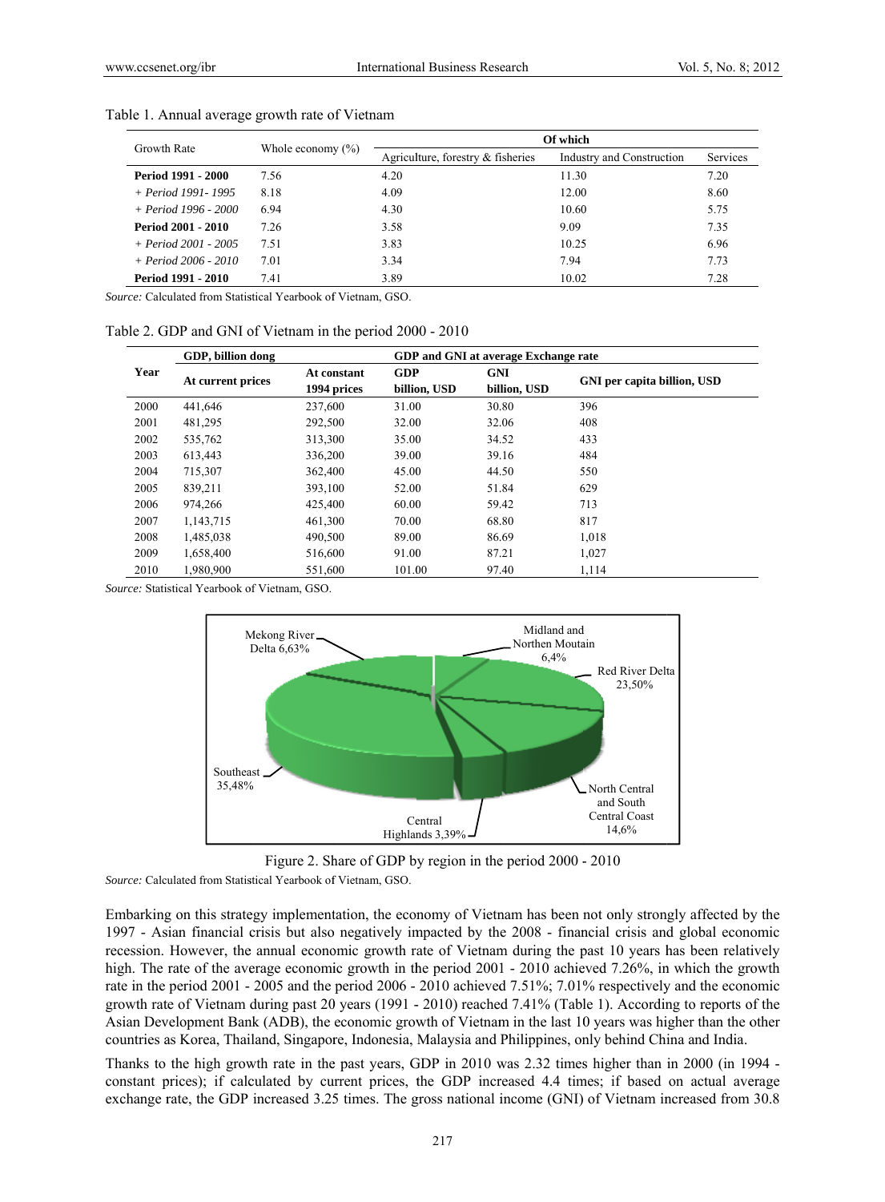Table 1. Annual average growth rate of Vietnam

| Growth Rate | Whole economy (%) | Of which | | |
|---|---|---|---|---|
| | | Agriculture, forestry & fisheries | Industry and Construction | Services |
| **Period 1991 - 2000** | 7.56 | 4.20 | 11.30 | 7.20 |
| *+ Period 1991- 1995* | 8.18 | 4.09 | 12.00 | 8.60 |
| *+ Period 1996 - 2000* | 6.94 | 4.30 | 10.60 | 5.75 |
| **Period 2001 - 2010** | 7.26 | 3.58 | 9.09 | 7.35 |
| *+ Period 2001 - 2005* | 7.51 | 3.83 | 10.25 | 6.96 |
| *+ Period 2006 - 2010* | 7.01 | 3.34 | 7.94 | 7.73 |
| **Period 1991 - 2010** | 7.41 | 3.89 | 10.02 | 7.28 |

*Source:* Calculated from Statistical Yearbook of Vietnam, GSO.

Table 2. GDP and GNI of Vietnam in the period 2000 - 2010

| Year | GDP, billion dong | | GDP and GNI at average Exchange rate | | |
|---|---|---|---|---|---|
| | At current prices | At constant 1994 prices | GDP billion, USD | GNI billion, USD | GNI per capita billion, USD |
| 2000 | 441,646 | 237,600 | 31.00 | 30.80 | 396 |
| 2001 | 481,295 | 292,500 | 32.00 | 32.06 | 408 |
| 2002 | 535,762 | 313,300 | 35.00 | 34.52 | 433 |
| 2003 | 613,443 | 336,200 | 39.00 | 39.16 | 484 |
| 2004 | 715,307 | 362,400 | 45.00 | 44.50 | 550 |
| 2005 | 839,211 | 393,100 | 52.00 | 51.84 | 629 |
| 2006 | 974,266 | 425,400 | 60.00 | 59.42 | 713 |
| 2007 | 1,143,715 | 461,300 | 70.00 | 68.80 | 817 |
| 2008 | 1,485,038 | 490,500 | 89.00 | 86.69 | 1,018 |
| 2009 | 1,658,400 | 516,600 | 91.00 | 87.21 | 1,027 |
| 2010 | 1,980,900 | 551,600 | 101.00 | 97.40 | 1,114 |

*Source:* Statistical Yearbook of Vietnam, GSO.

Mekong River Delta 6,63%; Midland and Northen Moutain 6,4%; Red River Delta 23,50%; North Central and South Central Coast 14,6%; Central Highlands 3,39%; Southeast 35,48%

Figure 2. Share of GDP by region in the period 2000 - 2010

*Source:* Calculated from Statistical Yearbook of Vietnam, GSO.

Embarking on this strategy implementation, the economy of Vietnam has been not only strongly affected by the 1997 - Asian financial crisis but also negatively impacted by the 2008 - financial crisis and global economic recession. However, the annual economic growth rate of Vietnam during the past 10 years has been relatively high. The rate of the average economic growth in the period 2001 - 2010 achieved 7.26%, in which the growth rate in the period 2001 - 2005 and the period 2006 - 2010 achieved 7.51%; 7.01% respectively and the economic growth rate of Vietnam during past 20 years (1991 - 2010) reached 7.41% (Table 1). According to reports of the Asian Development Bank (ADB), the economic growth of Vietnam in the last 10 years was higher than the other countries as Korea, Thailand, Singapore, Indonesia, Malaysia and Philippines, only behind China and India.

Thanks to the high growth rate in the past years, GDP in 2010 was 2.32 times higher than in 2000 (in 1994 - constant prices); if calculated by current prices, the GDP increased 4.4 times; if based on actual average exchange rate, the GDP increased 3.25 times. The gross national income (GNI) of Vietnam increased from 30.8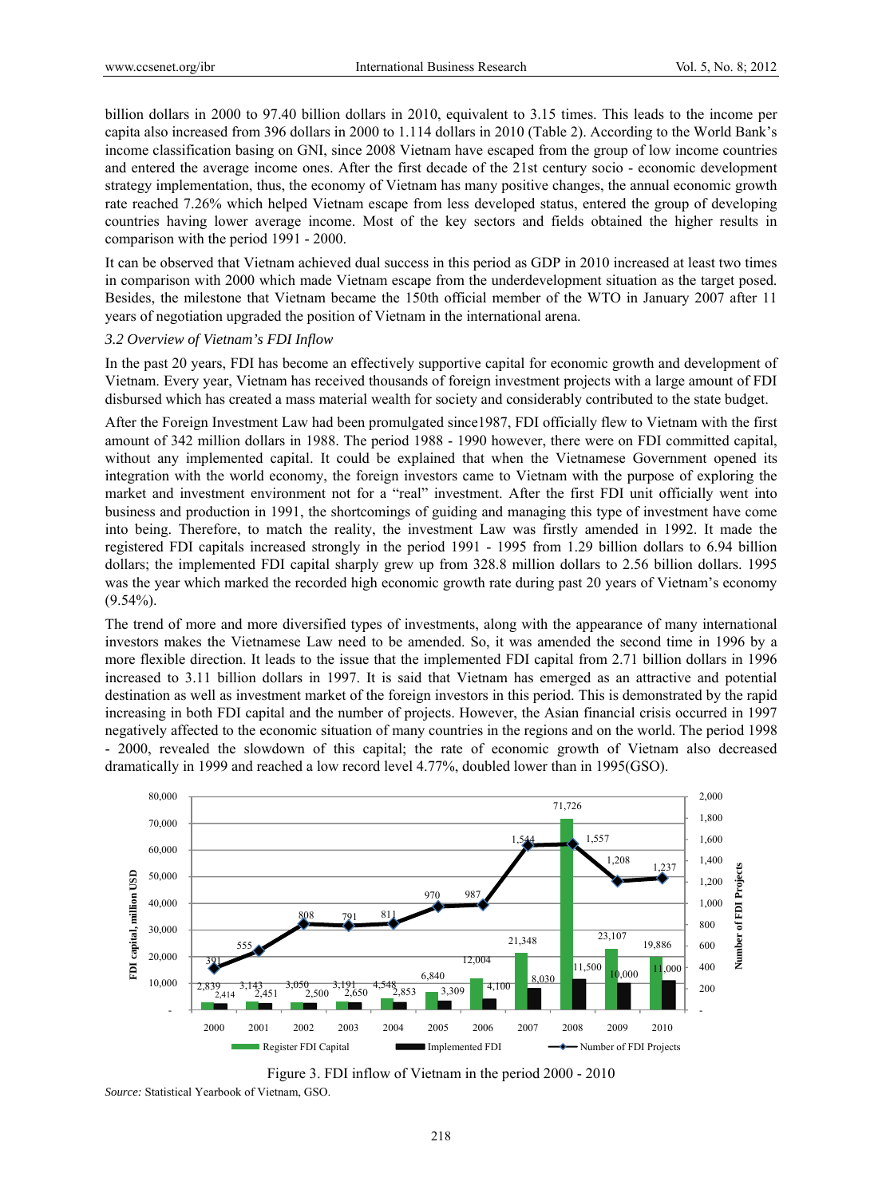billion dollars in 2000 to 97.40 billion dollars in 2010, equivalent to 3.15 times. This leads to the income per capita also increased from 396 dollars in 2000 to 1.114 dollars in 2010 (Table 2). According to the World Bank's income classification basing on GNI, since 2008 Vietnam have escaped from the group of low income countries and entered the average income ones. After the first decade of the 21st century socio - economic development strategy implementation, thus, the economy of Vietnam has many positive changes, the annual economic growth rate reached 7.26% which helped Vietnam escape from less developed status, entered the group of developing countries having lower average income. Most of the key sectors and fields obtained the higher results in comparison with the period 1991 - 2000.

It can be observed that Vietnam achieved dual success in this period as GDP in 2010 increased at least two times in comparison with 2000 which made Vietnam escape from the underdevelopment situation as the target posed. Besides, the milestone that Vietnam became the 150th official member of the WTO in January 2007 after 11 years of negotiation upgraded the position of Vietnam in the international arena.

### *3.2 Overview of Vietnam's FDI Inflow*

In the past 20 years, FDI has become an effectively supportive capital for economic growth and development of Vietnam. Every year, Vietnam has received thousands of foreign investment projects with a large amount of FDI disbursed which has created a mass material wealth for society and considerably contributed to the state budget.

After the Foreign Investment Law had been promulgated since1987, FDI officially flew to Vietnam with the first amount of 342 million dollars in 1988. The period 1988 - 1990 however, there were on FDI committed capital, without any implemented capital. It could be explained that when the Vietnamese Government opened its integration with the world economy, the foreign investors came to Vietnam with the purpose of exploring the market and investment environment not for a "real" investment. After the first FDI unit officially went into business and production in 1991, the shortcomings of guiding and managing this type of investment have come into being. Therefore, to match the reality, the investment Law was firstly amended in 1992. It made the registered FDI capitals increased strongly in the period 1991 - 1995 from 1.29 billion dollars to 6.94 billion dollars; the implemented FDI capital sharply grew up from 328.8 million dollars to 2.56 billion dollars. 1995 was the year which marked the recorded high economic growth rate during past 20 years of Vietnam's economy (9.54%).

The trend of more and more diversified types of investments, along with the appearance of many international investors makes the Vietnamese Law need to be amended. So, it was amended the second time in 1996 by a more flexible direction. It leads to the issue that the implemented FDI capital from 2.71 billion dollars in 1996 increased to 3.11 billion dollars in 1997. It is said that Vietnam has emerged as an attractive and potential destination as well as investment market of the foreign investors in this period. This is demonstrated by the rapid increasing in both FDI capital and the number of projects. However, the Asian financial crisis occurred in 1997 negatively affected to the economic situation of many countries in the regions and on the world. The period 1998 - 2000, revealed the slowdown of this capital; the rate of economic growth of Vietnam also decreased dramatically in 1999 and reached a low record level 4.77%, doubled lower than in 1995(GSO).

| Year | Register FDI Capital (million USD) | Implemented FDI (million USD) | Number of FDI Projects |
|---|---|---|---|
| 2000 | 2,839 | 2,414 | 391 |
| 2001 | 3,143 | 2,451 | 555 |
| 2002 | 3,050 | 2,500 | 808 |
| 2003 | 3,191 | 2,650 | 791 |
| 2004 | 4,548 | 2,853 | 811 |
| 2005 | 6,840 | 3,309 | 970 |
| 2006 | 12,004 | 4,100 | 987 |
| 2007 | 21,348 | 8,030 | 1,544 |
| 2008 | 71,726 | 11,500 | 1,557 |
| 2009 | 23,107 | 10,000 | 1,208 |
| 2010 | 19,886 | 11,000 | 1,237 |

Figure 3. FDI inflow of Vietnam in the period 2000 - 2010

*Source:* Statistical Yearbook of Vietnam, GSO.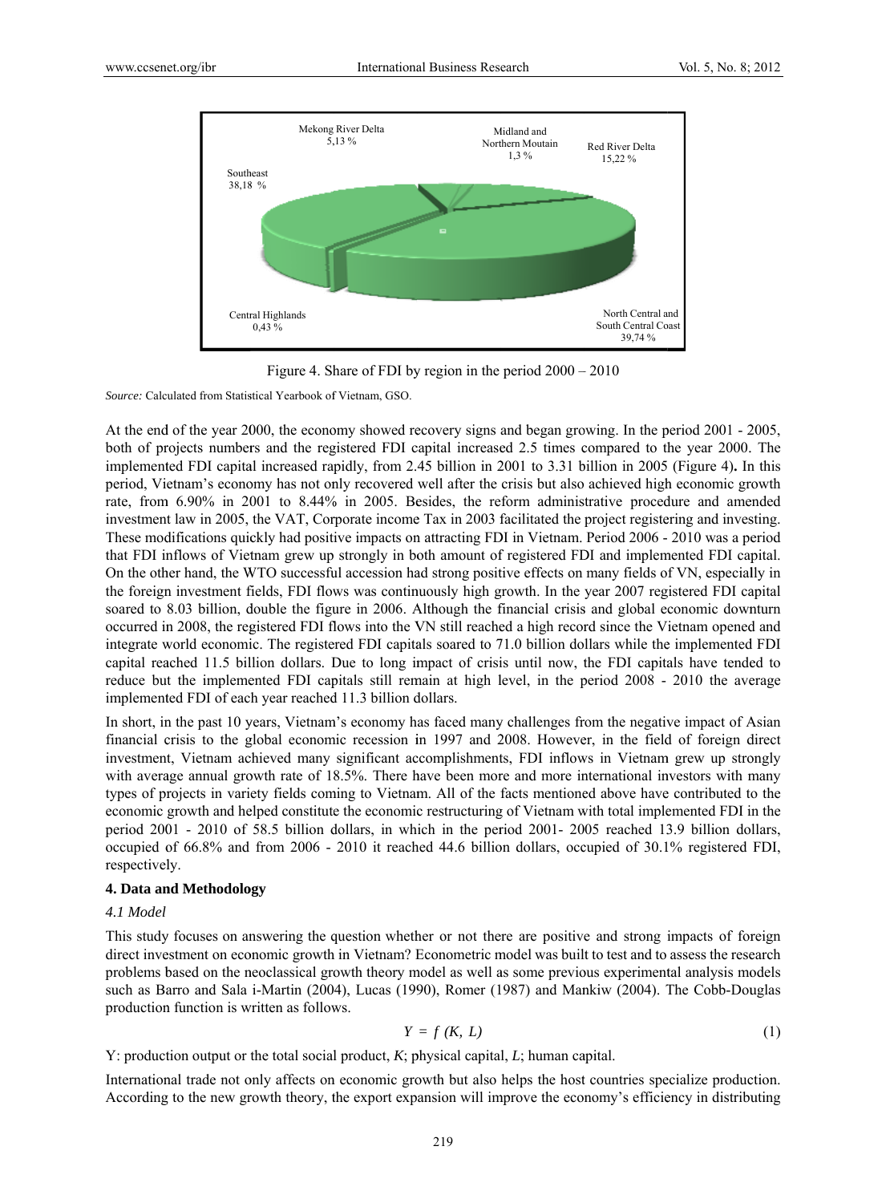Mekong River Delta
5,13 %

Midland and Northern Moutain
1,3 %

Red River Delta
15,22 %

Southeast
38,18 %

Central Highlands
0,43 %

North Central and South Central Coast
39,74 %

Figure 4. Share of FDI by region in the period 2000 – 2010

*Source:* Calculated from Statistical Yearbook of Vietnam, GSO.

At the end of the year 2000, the economy showed recovery signs and began growing. In the period 2001 - 2005, both of projects numbers and the registered FDI capital increased 2.5 times compared to the year 2000. The implemented FDI capital increased rapidly, from 2.45 billion in 2001 to 3.31 billion in 2005 (Figure 4). In this period, Vietnam's economy has not only recovered well after the crisis but also achieved high economic growth rate, from 6.90% in 2001 to 8.44% in 2005. Besides, the reform administrative procedure and amended investment law in 2005, the VAT, Corporate income Tax in 2003 facilitated the project registering and investing. These modifications quickly had positive impacts on attracting FDI in Vietnam. Period 2006 - 2010 was a period that FDI inflows of Vietnam grew up strongly in both amount of registered FDI and implemented FDI capital. On the other hand, the WTO successful accession had strong positive effects on many fields of VN, especially in the foreign investment fields, FDI flows was continuously high growth. In the year 2007 registered FDI capital soared to 8.03 billion, double the figure in 2006. Although the financial crisis and global economic downturn occurred in 2008, the registered FDI flows into the VN still reached a high record since the Vietnam opened and integrate world economic. The registered FDI capitals soared to 71.0 billion dollars while the implemented FDI capital reached 11.5 billion dollars. Due to long impact of crisis until now, the FDI capitals have tended to reduce but the implemented FDI capitals still remain at high level, in the period 2008 - 2010 the average implemented FDI of each year reached 11.3 billion dollars.

In short, in the past 10 years, Vietnam's economy has faced many challenges from the negative impact of Asian financial crisis to the global economic recession in 1997 and 2008. However, in the field of foreign direct investment, Vietnam achieved many significant accomplishments, FDI inflows in Vietnam grew up strongly with average annual growth rate of 18.5%. There have been more and more international investors with many types of projects in variety fields coming to Vietnam. All of the facts mentioned above have contributed to the economic growth and helped constitute the economic restructuring of Vietnam with total implemented FDI in the period 2001 - 2010 of 58.5 billion dollars, in which in the period 2001- 2005 reached 13.9 billion dollars, occupied of 66.8% and from 2006 - 2010 it reached 44.6 billion dollars, occupied of 30.1% registered FDI, respectively.

## 4. Data and Methodology

### *4.1 Model*

This study focuses on answering the question whether or not there are positive and strong impacts of foreign direct investment on economic growth in Vietnam? Econometric model was built to test and to assess the research problems based on the neoclassical growth theory model as well as some previous experimental analysis models such as Barro and Sala i-Martin (2004), Lucas (1990), Romer (1987) and Mankiw (2004). The Cobb-Douglas production function is written as follows.

$$Y = f(K, L) \tag{1}$$

Y: production output or the total social product, *K*; physical capital, *L*; human capital.

International trade not only affects on economic growth but also helps the host countries specialize production. According to the new growth theory, the export expansion will improve the economy's efficiency in distributing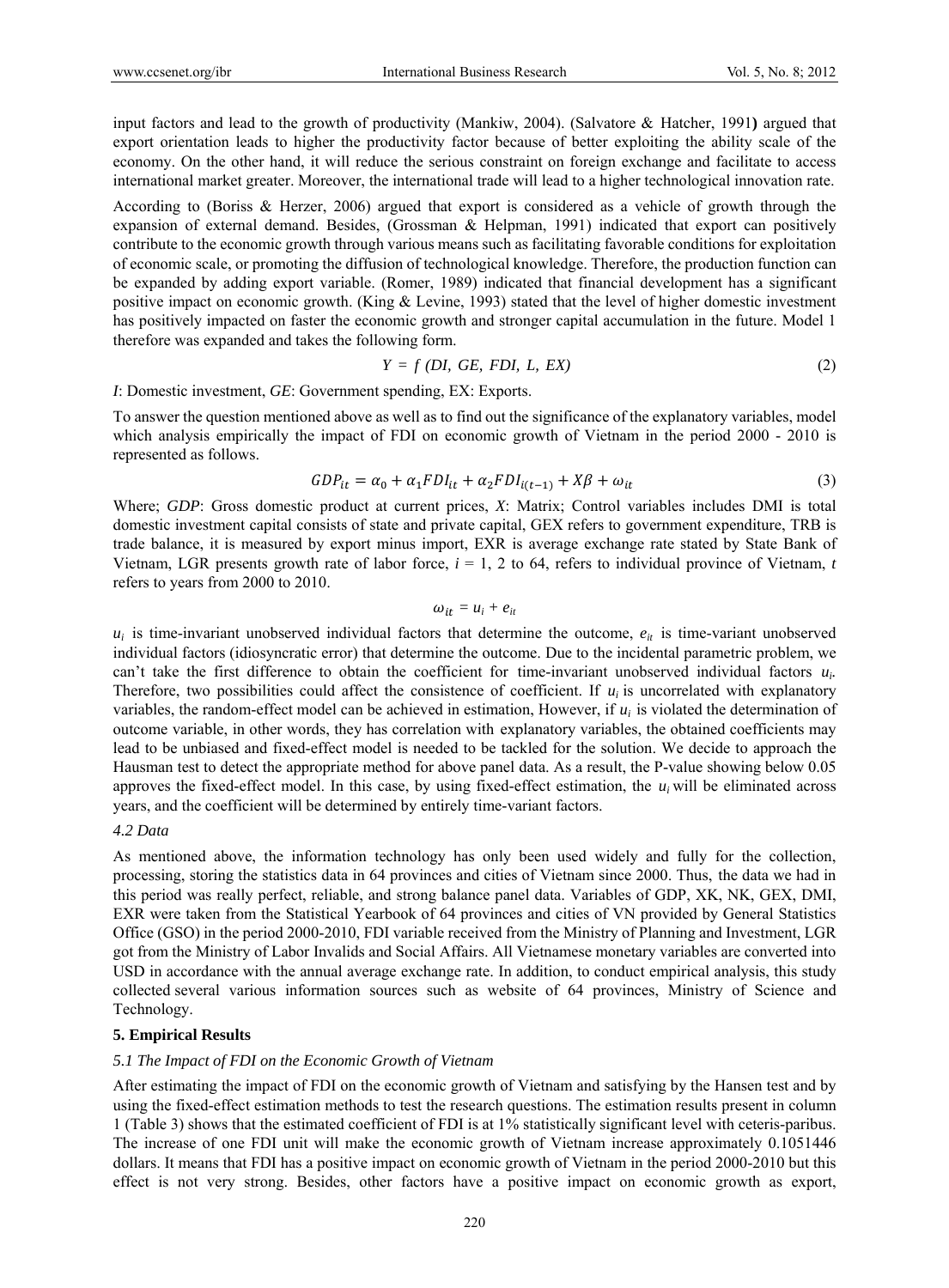input factors and lead to the growth of productivity (Mankiw, 2004). (Salvatore & Hatcher, 1991**)** argued that export orientation leads to higher the productivity factor because of better exploiting the ability scale of the economy. On the other hand, it will reduce the serious constraint on foreign exchange and facilitate to access international market greater. Moreover, the international trade will lead to a higher technological innovation rate.

According to (Boriss & Herzer, 2006) argued that export is considered as a vehicle of growth through the expansion of external demand. Besides, (Grossman & Helpman, 1991) indicated that export can positively contribute to the economic growth through various means such as facilitating favorable conditions for exploitation of economic scale, or promoting the diffusion of technological knowledge. Therefore, the production function can be expanded by adding export variable. (Romer, 1989) indicated that financial development has a significant positive impact on economic growth. (King & Levine, 1993) stated that the level of higher domestic investment has positively impacted on faster the economic growth and stronger capital accumulation in the future. Model 1 therefore was expanded and takes the following form.

$$Y = f\ (DI,\ GE,\ FDI,\ L,\ EX) \tag{2}$$

*I*: Domestic investment, *GE*: Government spending, EX: Exports.

To answer the question mentioned above as well as to find out the significance of the explanatory variables, model which analysis empirically the impact of FDI on economic growth of Vietnam in the period 2000 - 2010 is represented as follows.

$$GDP_{it} = \alpha_0 + \alpha_1 FDI_{it} + \alpha_2 FDI_{i(t-1)} + X\beta + \omega_{it} \tag{3}$$

Where; *GDP*: Gross domestic product at current prices, *X*: Matrix; Control variables includes DMI is total domestic investment capital consists of state and private capital, GEX refers to government expenditure, TRB is trade balance, it is measured by export minus import, EXR is average exchange rate stated by State Bank of Vietnam, LGR presents growth rate of labor force, $i = 1$, 2 to 64, refers to individual province of Vietnam, $t$ refers to years from 2000 to 2010.

$$\omega_{it} = u_i + e_{it}$$

$u_i$ is time-invariant unobserved individual factors that determine the outcome, $e_{it}$ is time-variant unobserved individual factors (idiosyncratic error) that determine the outcome. Due to the incidental parametric problem, we can't take the first difference to obtain the coefficient for time-invariant unobserved individual factors $u_i$. Therefore, two possibilities could affect the consistence of coefficient. If $u_i$ is uncorrelated with explanatory variables, the random-effect model can be achieved in estimation, However, if $u_i$ is violated the determination of outcome variable, in other words, they has correlation with explanatory variables, the obtained coefficients may lead to be unbiased and fixed-effect model is needed to be tackled for the solution. We decide to approach the Hausman test to detect the appropriate method for above panel data. As a result, the P-value showing below 0.05 approves the fixed-effect model. In this case, by using fixed-effect estimation, the $u_i$ will be eliminated across years, and the coefficient will be determined by entirely time-variant factors.

### *4.2 Data*

As mentioned above, the information technology has only been used widely and fully for the collection, processing, storing the statistics data in 64 provinces and cities of Vietnam since 2000. Thus, the data we had in this period was really perfect, reliable, and strong balance panel data. Variables of GDP, XK, NK, GEX, DMI, EXR were taken from the Statistical Yearbook of 64 provinces and cities of VN provided by General Statistics Office (GSO) in the period 2000-2010, FDI variable received from the Ministry of Planning and Investment, LGR got from the Ministry of Labor Invalids and Social Affairs. All Vietnamese monetary variables are converted into USD in accordance with the annual average exchange rate. In addition, to conduct empirical analysis, this study collected several various information sources such as website of 64 provinces, Ministry of Science and Technology.

## **5. Empirical Results**

### *5.1 The Impact of FDI on the Economic Growth of Vietnam*

After estimating the impact of FDI on the economic growth of Vietnam and satisfying by the Hansen test and by using the fixed-effect estimation methods to test the research questions. The estimation results present in column 1 (Table 3) shows that the estimated coefficient of FDI is at 1% statistically significant level with ceteris-paribus. The increase of one FDI unit will make the economic growth of Vietnam increase approximately 0.1051446 dollars. It means that FDI has a positive impact on economic growth of Vietnam in the period 2000-2010 but this effect is not very strong. Besides, other factors have a positive impact on economic growth as export,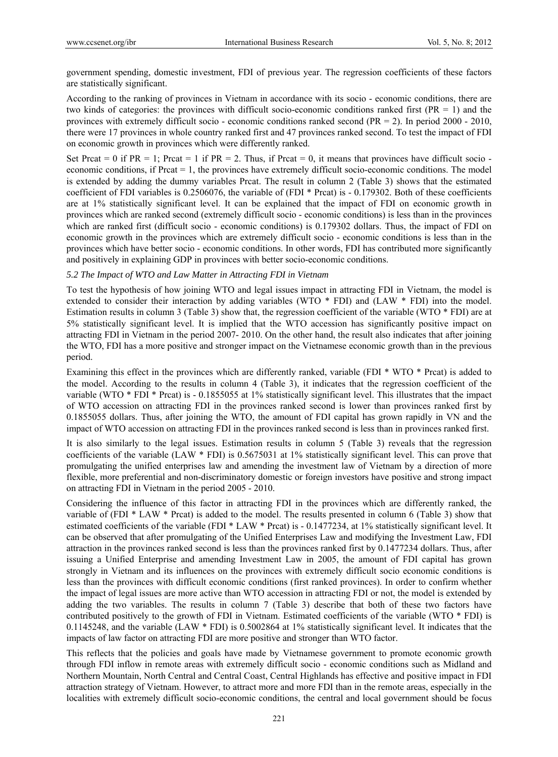government spending, domestic investment, FDI of previous year. The regression coefficients of these factors are statistically significant.

According to the ranking of provinces in Vietnam in accordance with its socio - economic conditions, there are two kinds of categories: the provinces with difficult socio-economic conditions ranked first (PR = 1) and the provinces with extremely difficult socio - economic conditions ranked second (PR = 2). In period 2000 - 2010, there were 17 provinces in whole country ranked first and 47 provinces ranked second. To test the impact of FDI on economic growth in provinces which were differently ranked.

Set Prcat = 0 if PR = 1; Prcat = 1 if PR = 2. Thus, if Prcat = 0, it means that provinces have difficult socio - economic conditions, if Prcat = 1, the provinces have extremely difficult socio-economic conditions. The model is extended by adding the dummy variables Prcat. The result in column 2 (Table 3) shows that the estimated coefficient of FDI variables is 0.2506076, the variable of (FDI * Prcat) is - 0.179302. Both of these coefficients are at 1% statistically significant level. It can be explained that the impact of FDI on economic growth in provinces which are ranked second (extremely difficult socio - economic conditions) is less than in the provinces which are ranked first (difficult socio - economic conditions) is 0.179302 dollars. Thus, the impact of FDI on economic growth in the provinces which are extremely difficult socio - economic conditions is less than in the provinces which have better socio - economic conditions. In other words, FDI has contributed more significantly and positively in explaining GDP in provinces with better socio-economic conditions.

### *5.2 The Impact of WTO and Law Matter in Attracting FDI in Vietnam*

To test the hypothesis of how joining WTO and legal issues impact in attracting FDI in Vietnam, the model is extended to consider their interaction by adding variables (WTO * FDI) and (LAW * FDI) into the model. Estimation results in column 3 (Table 3) show that, the regression coefficient of the variable (WTO * FDI) are at 5% statistically significant level. It is implied that the WTO accession has significantly positive impact on attracting FDI in Vietnam in the period 2007- 2010. On the other hand, the result also indicates that after joining the WTO, FDI has a more positive and stronger impact on the Vietnamese economic growth than in the previous period.

Examining this effect in the provinces which are differently ranked, variable (FDI * WTO * Prcat) is added to the model. According to the results in column 4 (Table 3), it indicates that the regression coefficient of the variable (WTO * FDI * Prcat) is - 0.1855055 at 1% statistically significant level. This illustrates that the impact of WTO accession on attracting FDI in the provinces ranked second is lower than provinces ranked first by 0.1855055 dollars. Thus, after joining the WTO, the amount of FDI capital has grown rapidly in VN and the impact of WTO accession on attracting FDI in the provinces ranked second is less than in provinces ranked first.

It is also similarly to the legal issues. Estimation results in column 5 (Table 3) reveals that the regression coefficients of the variable (LAW * FDI) is 0.5675031 at 1% statistically significant level. This can prove that promulgating the unified enterprises law and amending the investment law of Vietnam by a direction of more flexible, more preferential and non-discriminatory domestic or foreign investors have positive and strong impact on attracting FDI in Vietnam in the period 2005 - 2010.

Considering the influence of this factor in attracting FDI in the provinces which are differently ranked, the variable of (FDI * LAW * Prcat) is added to the model. The results presented in column 6 (Table 3) show that estimated coefficients of the variable (FDI * LAW * Prcat) is - 0.1477234, at 1% statistically significant level. It can be observed that after promulgating of the Unified Enterprises Law and modifying the Investment Law, FDI attraction in the provinces ranked second is less than the provinces ranked first by 0.1477234 dollars. Thus, after issuing a Unified Enterprise and amending Investment Law in 2005, the amount of FDI capital has grown strongly in Vietnam and its influences on the provinces with extremely difficult socio economic conditions is less than the provinces with difficult economic conditions (first ranked provinces). In order to confirm whether the impact of legal issues are more active than WTO accession in attracting FDI or not, the model is extended by adding the two variables. The results in column 7 (Table 3) describe that both of these two factors have contributed positively to the growth of FDI in Vietnam. Estimated coefficients of the variable (WTO * FDI) is 0.1145248, and the variable (LAW * FDI) is 0.5002864 at 1% statistically significant level. It indicates that the impacts of law factor on attracting FDI are more positive and stronger than WTO factor.

This reflects that the policies and goals have made by Vietnamese government to promote economic growth through FDI inflow in remote areas with extremely difficult socio - economic conditions such as Midland and Northern Mountain, North Central and Central Coast, Central Highlands has effective and positive impact in FDI attraction strategy of Vietnam. However, to attract more and more FDI than in the remote areas, especially in the localities with extremely difficult socio-economic conditions, the central and local government should be focus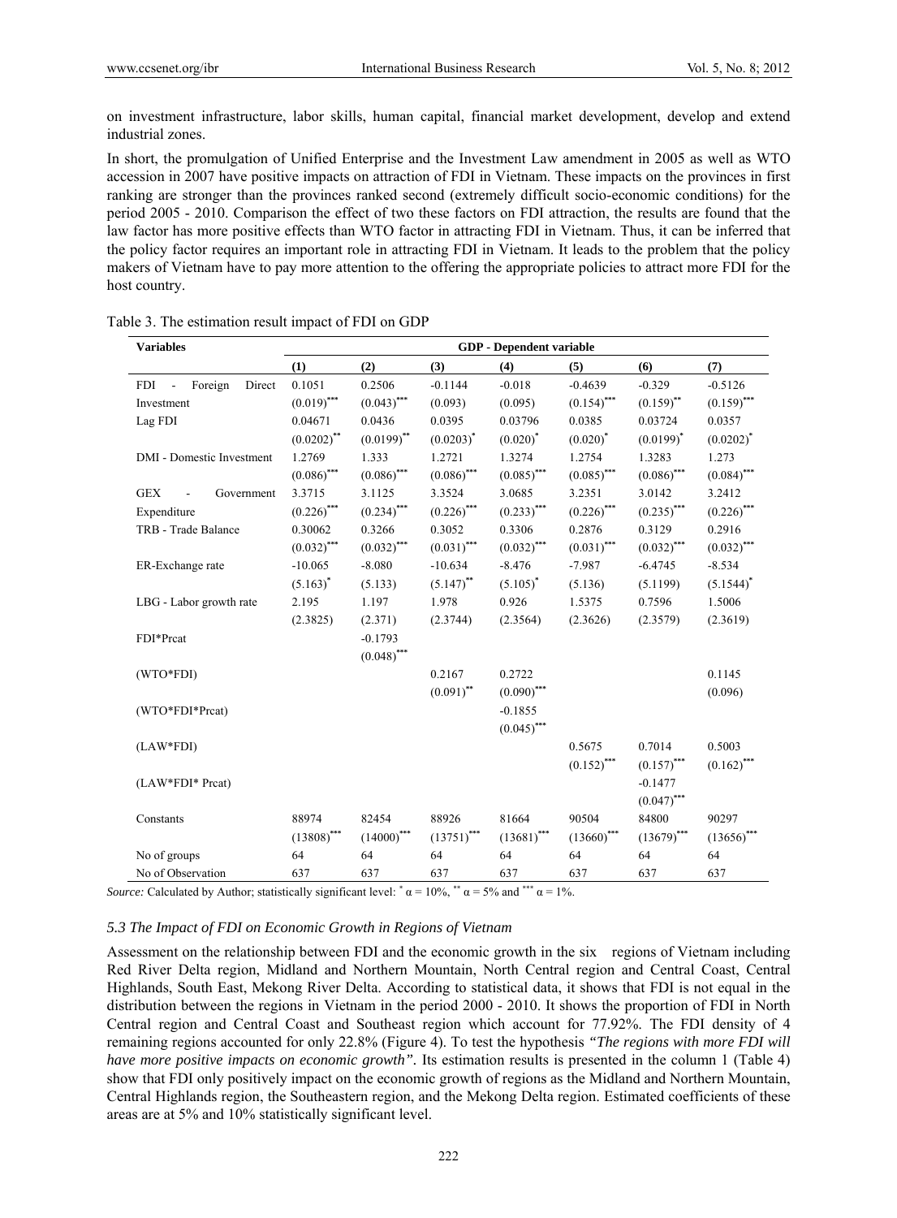on investment infrastructure, labor skills, human capital, financial market development, develop and extend industrial zones.

In short, the promulgation of Unified Enterprise and the Investment Law amendment in 2005 as well as WTO accession in 2007 have positive impacts on attraction of FDI in Vietnam. These impacts on the provinces in first ranking are stronger than the provinces ranked second (extremely difficult socio-economic conditions) for the period 2005 - 2010. Comparison the effect of two these factors on FDI attraction, the results are found that the law factor has more positive effects than WTO factor in attracting FDI in Vietnam. Thus, it can be inferred that the policy factor requires an important role in attracting FDI in Vietnam. It leads to the problem that the policy makers of Vietnam have to pay more attention to the offering the appropriate policies to attract more FDI for the host country.

Table 3. The estimation result impact of FDI on GDP

| Variables | GDP - Dependent variable | | | | | | |
|---|---|---|---|---|---|---|---|
| | (1) | (2) | (3) | (4) | (5) | (6) | (7) |
| FDI - Foreign Direct Investment | 0.1051 $(0.019)^{***}$ | 0.2506 $(0.043)^{***}$ | -0.1144 (0.093) | -0.018 (0.095) | -0.4639 $(0.154)^{***}$ | -0.329 $(0.159)^{**}$ | -0.5126 $(0.159)^{***}$ |
| Lag FDI | 0.04671 $(0.0202)^{**}$ | 0.0436 $(0.0199)^{**}$ | 0.0395 $(0.0203)^{*}$ | 0.03796 $(0.020)^{*}$ | 0.0385 $(0.020)^{*}$ | 0.03724 $(0.0199)^{*}$ | 0.0357 $(0.0202)^{*}$ |
| DMI - Domestic Investment | 1.2769 $(0.086)^{***}$ | 1.333 $(0.086)^{***}$ | 1.2721 $(0.086)^{***}$ | 1.3274 $(0.085)^{***}$ | 1.2754 $(0.085)^{***}$ | 1.3283 $(0.086)^{***}$ | 1.273 $(0.084)^{***}$ |
| GEX - Government Expenditure | 3.3715 $(0.226)^{***}$ | 3.1125 $(0.234)^{***}$ | 3.3524 $(0.226)^{***}$ | 3.0685 $(0.233)^{***}$ | 3.2351 $(0.226)^{***}$ | 3.0142 $(0.235)^{***}$ | 3.2412 $(0.226)^{***}$ |
| TRB - Trade Balance | 0.30062 $(0.032)^{***}$ | 0.3266 $(0.032)^{***}$ | 0.3052 $(0.031)^{***}$ | 0.3306 $(0.032)^{***}$ | 0.2876 $(0.031)^{***}$ | 0.3129 $(0.032)^{***}$ | 0.2916 $(0.032)^{***}$ |
| ER-Exchange rate | -10.065 $(5.163)^{*}$ | -8.080 (5.133) | -10.634 $(5.147)^{**}$ | -8.476 $(5.105)^{*}$ | -7.987 (5.136) | -6.4745 (5.1199) | -8.534 $(5.1544)^{*}$ |
| LBG - Labor growth rate | 2.195 (2.3825) | 1.197 (2.371) | 1.978 (2.3744) | 0.926 (2.3564) | 1.5375 (2.3626) | 0.7596 (2.3579) | 1.5006 (2.3619) |
| FDI*Prcat | | -0.1793 $(0.048)^{***}$ | | | | | |
| (WTO*FDI) | | | 0.2167 $(0.091)^{**}$ | 0.2722 $(0.090)^{***}$ | | | 0.1145 (0.096) |
| (WTO*FDI*Prcat) | | | | -0.1855 $(0.045)^{***}$ | | | |
| (LAW*FDI) | | | | | 0.5675 $(0.152)^{***}$ | 0.7014 $(0.157)^{***}$ | 0.5003 $(0.162)^{***}$ |
| (LAW*FDI* Prcat) | | | | | | -0.1477 $(0.047)^{***}$ | |
| Constants | 88974 $(13808)^{***}$ | 82454 $(14000)^{***}$ | 88926 $(13751)^{***}$ | 81664 $(13681)^{***}$ | 90504 $(13660)^{***}$ | 84800 $(13679)^{***}$ | 90297 $(13656)^{***}$ |
| No of groups | 64 | 64 | 64 | 64 | 64 | 64 | 64 |
| No of Observation | 637 | 637 | 637 | 637 | 637 | 637 | 637 |

*Source:* Calculated by Author; statistically significant level: $^{*}$ $\alpha = 10\%$, $^{**}$ $\alpha = 5\%$ and $^{***}$ $\alpha = 1\%$.

### 5.3 The Impact of FDI on Economic Growth in Regions of Vietnam

Assessment on the relationship between FDI and the economic growth in the six regions of Vietnam including Red River Delta region, Midland and Northern Mountain, North Central region and Central Coast, Central Highlands, South East, Mekong River Delta. According to statistical data, it shows that FDI is not equal in the distribution between the regions in Vietnam in the period 2000 - 2010. It shows the proportion of FDI in North Central region and Central Coast and Southeast region which account for 77.92%. The FDI density of 4 remaining regions accounted for only 22.8% (Figure 4). To test the hypothesis *"The regions with more FDI will have more positive impacts on economic growth"*. Its estimation results is presented in the column 1 (Table 4) show that FDI only positively impact on the economic growth of regions as the Midland and Northern Mountain, Central Highlands region, the Southeastern region, and the Mekong Delta region. Estimated coefficients of these areas are at 5% and 10% statistically significant level.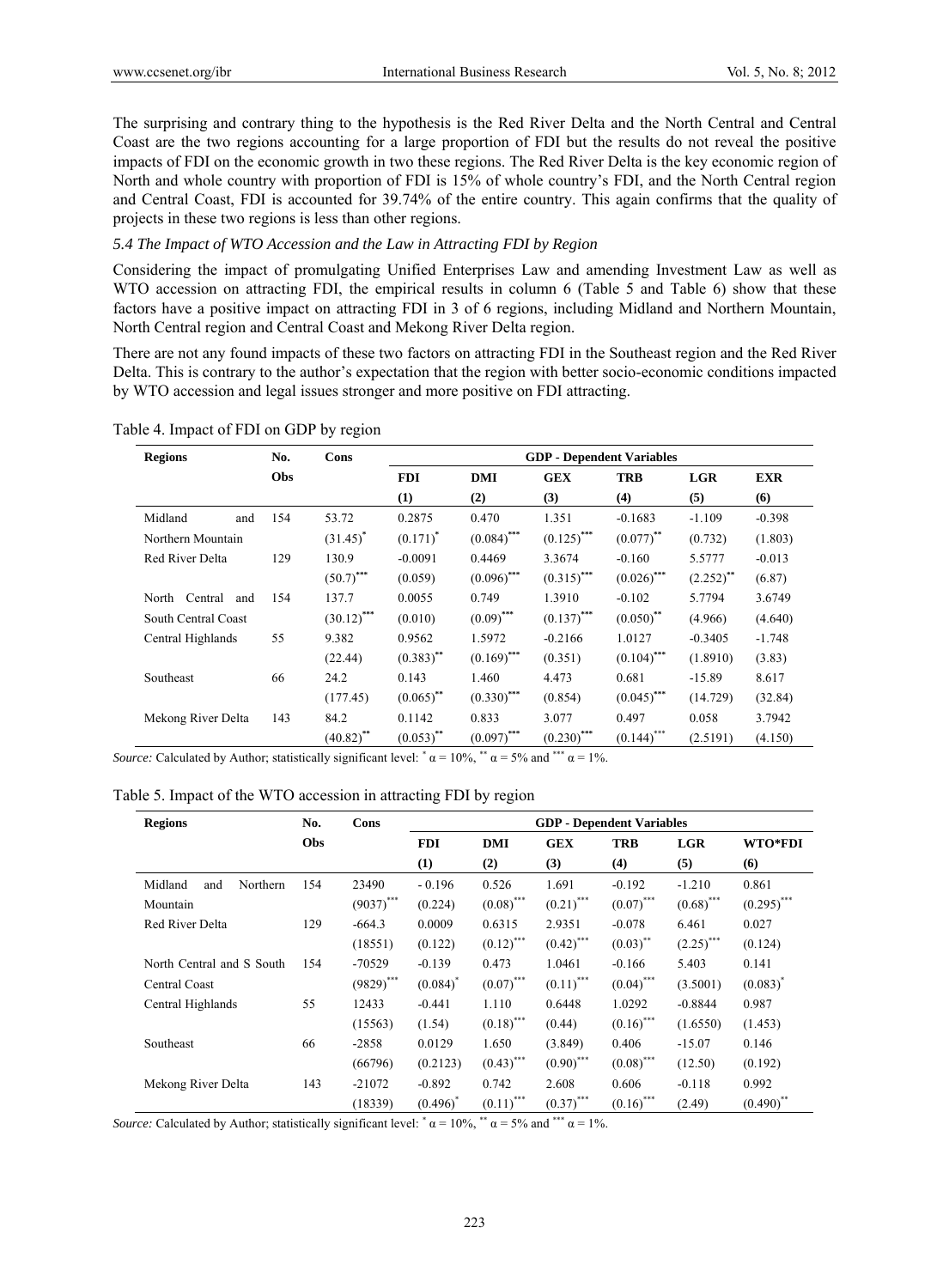The surprising and contrary thing to the hypothesis is the Red River Delta and the North Central and Central Coast are the two regions accounting for a large proportion of FDI but the results do not reveal the positive impacts of FDI on the economic growth in two these regions. The Red River Delta is the key economic region of North and whole country with proportion of FDI is 15% of whole country's FDI, and the North Central region and Central Coast, FDI is accounted for 39.74% of the entire country. This again confirms that the quality of projects in these two regions is less than other regions.

### *5.4 The Impact of WTO Accession and the Law in Attracting FDI by Region*

Considering the impact of promulgating Unified Enterprises Law and amending Investment Law as well as WTO accession on attracting FDI, the empirical results in column 6 (Table 5 and Table 6) show that these factors have a positive impact on attracting FDI in 3 of 6 regions, including Midland and Northern Mountain, North Central region and Central Coast and Mekong River Delta region.

There are not any found impacts of these two factors on attracting FDI in the Southeast region and the Red River Delta. This is contrary to the author's expectation that the region with better socio-economic conditions impacted by WTO accession and legal issues stronger and more positive on FDI attracting.

Table 4. Impact of FDI on GDP by region

| Regions | No. Obs | Cons | GDP - Dependent Variables | | | | | |
|---|---|---|---|---|---|---|---|---|
| | | | FDI (1) | DMI (2) | GEX (3) | TRB (4) | LGR (5) | EXR (6) |
| Midland and Northern Mountain | 154 | 53.72 $(31.45)^{*}$ | 0.2875 $(0.171)^{*}$ | 0.470 $(0.084)^{***}$ | 1.351 $(0.125)^{***}$ | -0.1683 $(0.077)^{**}$ | -1.109 (0.732) | -0.398 (1.803) |
| Red River Delta | 129 | 130.9 $(50.7)^{***}$ | -0.0091 (0.059) | 0.4469 $(0.096)^{***}$ | 3.3674 $(0.315)^{***}$ | -0.160 $(0.026)^{***}$ | 5.5777 $(2.252)^{**}$ | -0.013 (6.87) |
| North Central and South Central Coast | 154 | 137.7 $(30.12)^{***}$ | 0.0055 (0.010) | 0.749 $(0.09)^{***}$ | 1.3910 $(0.137)^{***}$ | -0.102 $(0.050)^{**}$ | 5.7794 (4.966) | 3.6749 (4.640) |
| Central Highlands | 55 | 9.382 (22.44) | 0.9562 $(0.383)^{**}$ | 1.5972 $(0.169)^{***}$ | -0.2166 (0.351) | 1.0127 $(0.104)^{***}$ | -0.3405 (1.8910) | -1.748 (3.83) |
| Southeast | 66 | 24.2 (177.45) | 0.143 $(0.065)^{**}$ | 1.460 $(0.330)^{***}$ | 4.473 (0.854) | 0.681 $(0.045)^{***}$ | -15.89 (14.729) | 8.617 (32.84) |
| Mekong River Delta | 143 | 84.2 $(40.82)^{**}$ | 0.1142 $(0.053)^{**}$ | 0.833 $(0.097)^{***}$ | 3.077 $(0.230)^{***}$ | 0.497 $(0.144)^{***}$ | 0.058 (2.5191) | 3.7942 (4.150) |

*Source:* Calculated by Author; statistically significant level: $^{*}$ $\alpha$ = 10%, $^{**}$ $\alpha$ = 5% and $^{***}$ $\alpha$ = 1%.

Table 5. Impact of the WTO accession in attracting FDI by region

| Regions | No. Obs | Cons | GDP - Dependent Variables | | | | | |
|---|---|---|---|---|---|---|---|---|
| | | | FDI (1) | DMI (2) | GEX (3) | TRB (4) | LGR (5) | WTO*FDI (6) |
| Midland and Northern Mountain | 154 | 23490 $(9037)^{***}$ | - 0.196 (0.224) | 0.526 $(0.08)^{***}$ | 1.691 $(0.21)^{***}$ | -0.192 $(0.07)^{***}$ | -1.210 $(0.68)^{***}$ | 0.861 $(0.295)^{***}$ |
| Red River Delta | 129 | -664.3 (18551) | 0.0009 (0.122) | 0.6315 $(0.12)^{***}$ | 2.9351 $(0.42)^{***}$ | -0.078 $(0.03)^{**}$ | 6.461 $(2.25)^{***}$ | 0.027 (0.124) |
| North Central and S South Central Coast | 154 | -70529 $(9829)^{***}$ | -0.139 $(0.084)^{*}$ | 0.473 $(0.07)^{***}$ | 1.0461 $(0.11)^{***}$ | -0.166 $(0.04)^{***}$ | 5.403 (3.5001) | 0.141 $(0.083)^{*}$ |
| Central Highlands | 55 | 12433 (15563) | -0.441 (1.54) | 1.110 $(0.18)^{***}$ | 0.6448 (0.44) | 1.0292 $(0.16)^{***}$ | -0.8844 (1.6550) | 0.987 (1.453) |
| Southeast | 66 | -2858 (66796) | 0.0129 (0.2123) | 1.650 $(0.43)^{***}$ | (3.849) $(0.90)^{***}$ | 0.406 $(0.08)^{***}$ | -15.07 (12.50) | 0.146 (0.192) |
| Mekong River Delta | 143 | -21072 (18339) | -0.892 $(0.496)^{*}$ | 0.742 $(0.11)^{***}$ | 2.608 $(0.37)^{***}$ | 0.606 $(0.16)^{***}$ | -0.118 (2.49) | 0.992 $(0.490)^{**}$ |

*Source:* Calculated by Author; statistically significant level: $^{*}$ $\alpha$ = 10%, $^{**}$ $\alpha$ = 5% and $^{***}$ $\alpha$ = 1%.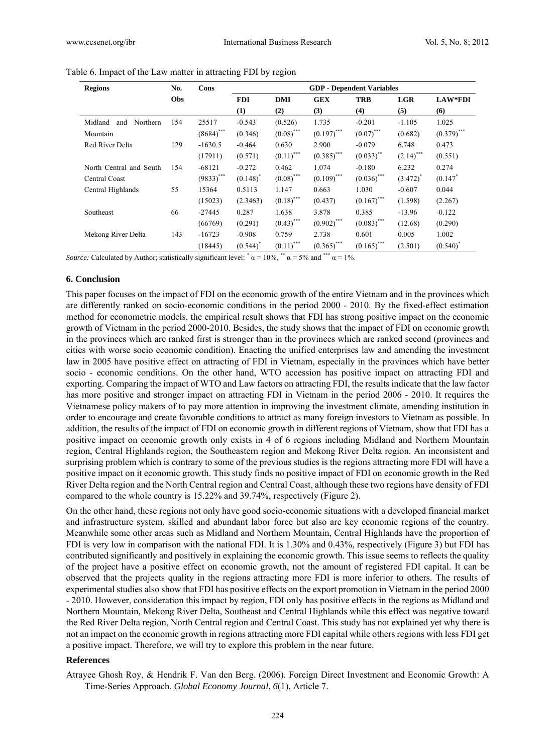Table 6. Impact of the Law matter in attracting FDI by region

| Regions | No. Obs | Cons | GDP - Dependent Variables | | | | | |
|---|---|---|---|---|---|---|---|---|
| | | | FDI (1) | DMI (2) | GEX (3) | TRB (4) | LGR (5) | LAW*FDI (6) |
| Midland and Northern Mountain | 154 | 25517 $(8684)^{***}$ | -0.543 (0.346) | (0.526) $(0.08)^{***}$ | 1.735 $(0.197)^{***}$ | -0.201 $(0.07)^{***}$ | -1.105 (0.682) | 1.025 $(0.379)^{***}$ |
| Red River Delta | 129 | -1630.5 (17911) | -0.464 (0.571) | 0.630 $(0.11)^{***}$ | 2.900 $(0.385)^{***}$ | -0.079 $(0.033)^{**}$ | 6.748 $(2.14)^{***}$ | 0.473 (0.551) |
| North Central and South Central Coast | 154 | -68121 $(9833)^{***}$ | -0.272 $(0.148)^{*}$ | 0.462 $(0.08)^{***}$ | 1.074 $(0.109)^{***}$ | -0.180 $(0.036)^{***}$ | 6.232 $(3.472)^{*}$ | 0.274 $(0.147^{*}$ |
| Central Highlands | 55 | 15364 (15023) | 0.5113 (2.3463) | 1.147 $(0.18)^{***}$ | 0.663 (0.437) | 1.030 $(0.167)^{***}$ | -0.607 (1.598) | 0.044 (2.267) |
| Southeast | 66 | -27445 (66769) | 0.287 (0.291) | 1.638 $(0.43)^{***}$ | 3.878 $(0.902)^{***}$ | 0.385 $(0.083)^{***}$ | -13.96 (12.68) | -0.122 (0.290) |
| Mekong River Delta | 143 | -16723 (18445) | -0.908 $(0.544)^{*}$ | 0.759 $(0.11)^{***}$ | 2.738 $(0.365)^{***}$ | 0.601 $(0.165)^{***}$ | 0.005 (2.501) | 1.002 $(0.540)^{*}$ |

*Source:* Calculated by Author; statistically significant level: $^{*}$ $\alpha = 10\%$, $^{**}$ $\alpha = 5\%$ and $^{***}$ $\alpha = 1\%$.

### 6. Conclusion

This paper focuses on the impact of FDI on the economic growth of the entire Vietnam and in the provinces which are differently ranked on socio-economic conditions in the period 2000 - 2010. By the fixed-effect estimation method for econometric models, the empirical result shows that FDI has strong positive impact on the economic growth of Vietnam in the period 2000-2010. Besides, the study shows that the impact of FDI on economic growth in the provinces which are ranked first is stronger than in the provinces which are ranked second (provinces and cities with worse socio economic condition). Enacting the unified enterprises law and amending the investment law in 2005 have positive effect on attracting of FDI in Vietnam, especially in the provinces which have better socio - economic conditions. On the other hand, WTO accession has positive impact on attracting FDI and exporting. Comparing the impact of WTO and Law factors on attracting FDI, the results indicate that the law factor has more positive and stronger impact on attracting FDI in Vietnam in the period 2006 - 2010. It requires the Vietnamese policy makers of to pay more attention in improving the investment climate, amending institution in order to encourage and create favorable conditions to attract as many foreign investors to Vietnam as possible. In addition, the results of the impact of FDI on economic growth in different regions of Vietnam, show that FDI has a positive impact on economic growth only exists in 4 of 6 regions including Midland and Northern Mountain region, Central Highlands region, the Southeastern region and Mekong River Delta region. An inconsistent and surprising problem which is contrary to some of the previous studies is the regions attracting more FDI will have a positive impact on it economic growth. This study finds no positive impact of FDI on economic growth in the Red River Delta region and the North Central region and Central Coast, although these two regions have density of FDI compared to the whole country is 15.22% and 39.74%, respectively (Figure 2).

On the other hand, these regions not only have good socio-economic situations with a developed financial market and infrastructure system, skilled and abundant labor force but also are key economic regions of the country. Meanwhile some other areas such as Midland and Northern Mountain, Central Highlands have the proportion of FDI is very low in comparison with the national FDI. It is 1.30% and 0.43%, respectively (Figure 3) but FDI has contributed significantly and positively in explaining the economic growth. This issue seems to reflects the quality of the project have a positive effect on economic growth, not the amount of registered FDI capital. It can be observed that the projects quality in the regions attracting more FDI is more inferior to others. The results of experimental studies also show that FDI has positive effects on the export promotion in Vietnam in the period 2000 - 2010. However, consideration this impact by region, FDI only has positive effects in the regions as Midland and Northern Mountain, Mekong River Delta, Southeast and Central Highlands while this effect was negative toward the Red River Delta region, North Central region and Central Coast. This study has not explained yet why there is not an impact on the economic growth in regions attracting more FDI capital while others regions with less FDI get a positive impact. Therefore, we will try to explore this problem in the near future.

### References

Atrayee Ghosh Roy, & Hendrik F. Van den Berg. (2006). Foreign Direct Investment and Economic Growth: A Time-Series Approach. *Global Economy Journal*, *6*(1), Article 7.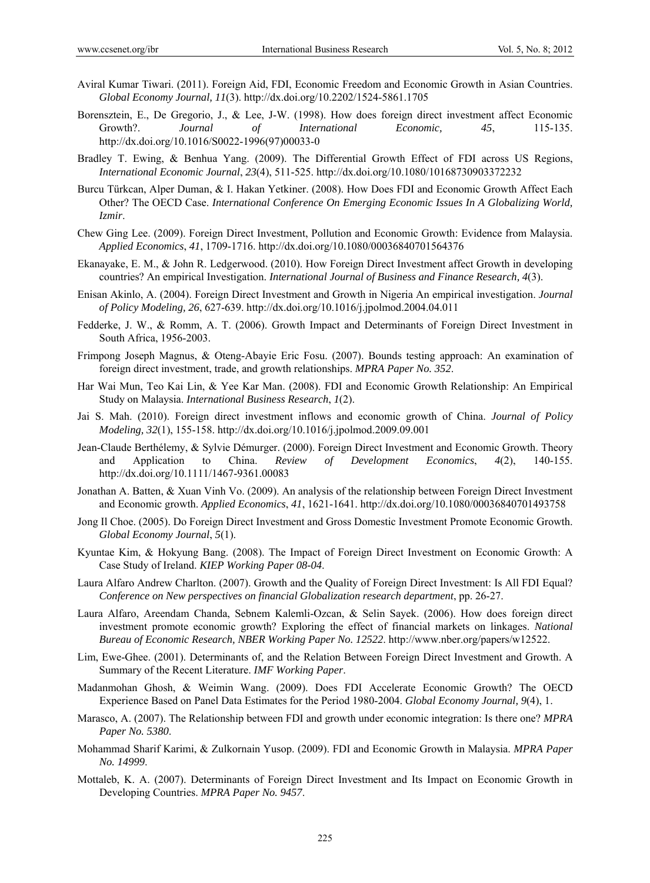Aviral Kumar Tiwari. (2011). Foreign Aid, FDI, Economic Freedom and Economic Growth in Asian Countries. *Global Economy Journal, 11*(3). http://dx.doi.org/10.2202/1524-5861.1705

Borensztein, E., De Gregorio, J., & Lee, J-W. (1998). How does foreign direct investment affect Economic Growth?. *Journal of International Economic, 45*, 115-135. http://dx.doi.org/10.1016/S0022-1996(97)00033-0

Bradley T. Ewing, & Benhua Yang. (2009). The Differential Growth Effect of FDI across US Regions, *International Economic Journal*, *23*(4), 511-525. http://dx.doi.org/10.1080/10168730903372232

Burcu Türkcan, Alper Duman, & I. Hakan Yetkiner. (2008). How Does FDI and Economic Growth Affect Each Other? The OECD Case. *International Conference On Emerging Economic Issues In A Globalizing World, Izmir*.

Chew Ging Lee. (2009). Foreign Direct Investment, Pollution and Economic Growth: Evidence from Malaysia. *Applied Economics*, *41*, 1709-1716. http://dx.doi.org/10.1080/00036840701564376

Ekanayake, E. M., & John R. Ledgerwood. (2010). How Foreign Direct Investment affect Growth in developing countries? An empirical Investigation. *International Journal of Business and Finance Research, 4*(3).

Enisan Akinlo, A. (2004). Foreign Direct Investment and Growth in Nigeria An empirical investigation. *Journal of Policy Modeling, 26*, 627-639. http://dx.doi.org/10.1016/j.jpolmod.2004.04.011

Fedderke, J. W., & Romm, A. T. (2006). Growth Impact and Determinants of Foreign Direct Investment in South Africa, 1956-2003.

Frimpong Joseph Magnus, & Oteng-Abayie Eric Fosu. (2007). Bounds testing approach: An examination of foreign direct investment, trade, and growth relationships. *MPRA Paper No. 352*.

Har Wai Mun, Teo Kai Lin, & Yee Kar Man. (2008). FDI and Economic Growth Relationship: An Empirical Study on Malaysia. *International Business Research*, *1*(2).

Jai S. Mah. (2010). Foreign direct investment inflows and economic growth of China. *Journal of Policy Modeling, 32*(1), 155-158. http://dx.doi.org/10.1016/j.jpolmod.2009.09.001

Jean-Claude Berthélemy, & Sylvie Démurger. (2000). Foreign Direct Investment and Economic Growth. Theory and Application to China. *Review of Development Economics*, *4*(2), 140-155. http://dx.doi.org/10.1111/1467-9361.00083

Jonathan A. Batten, & Xuan Vinh Vo. (2009). An analysis of the relationship between Foreign Direct Investment and Economic growth. *Applied Economics*, *41*, 1621-1641. http://dx.doi.org/10.1080/00036840701493758

Jong Il Choe. (2005). Do Foreign Direct Investment and Gross Domestic Investment Promote Economic Growth. *Global Economy Journal*, *5*(1).

Kyuntae Kim, & Hokyung Bang. (2008). The Impact of Foreign Direct Investment on Economic Growth: A Case Study of Ireland. *KIEP Working Paper 08-04*.

Laura Alfaro Andrew Charlton. (2007). Growth and the Quality of Foreign Direct Investment: Is All FDI Equal? *Conference on New perspectives on financial Globalization research department*, pp. 26-27.

Laura Alfaro, Areendam Chanda, Sebnem Kalemli-Ozcan, & Selin Sayek. (2006). How does foreign direct investment promote economic growth? Exploring the effect of financial markets on linkages. *National Bureau of Economic Research, NBER Working Paper No. 12522*. http://www.nber.org/papers/w12522.

Lim, Ewe-Ghee. (2001). Determinants of, and the Relation Between Foreign Direct Investment and Growth. A Summary of the Recent Literature. *IMF Working Paper*.

Madanmohan Ghosh, & Weimin Wang. (2009). Does FDI Accelerate Economic Growth? The OECD Experience Based on Panel Data Estimates for the Period 1980-2004. *Global Economy Journal, 9*(4), 1.

Marasco, A. (2007). The Relationship between FDI and growth under economic integration: Is there one? *MPRA Paper No. 5380*.

Mohammad Sharif Karimi, & Zulkornain Yusop. (2009). FDI and Economic Growth in Malaysia. *MPRA Paper No. 14999*.

Mottaleb, K. A. (2007). Determinants of Foreign Direct Investment and Its Impact on Economic Growth in Developing Countries. *MPRA Paper No. 9457*.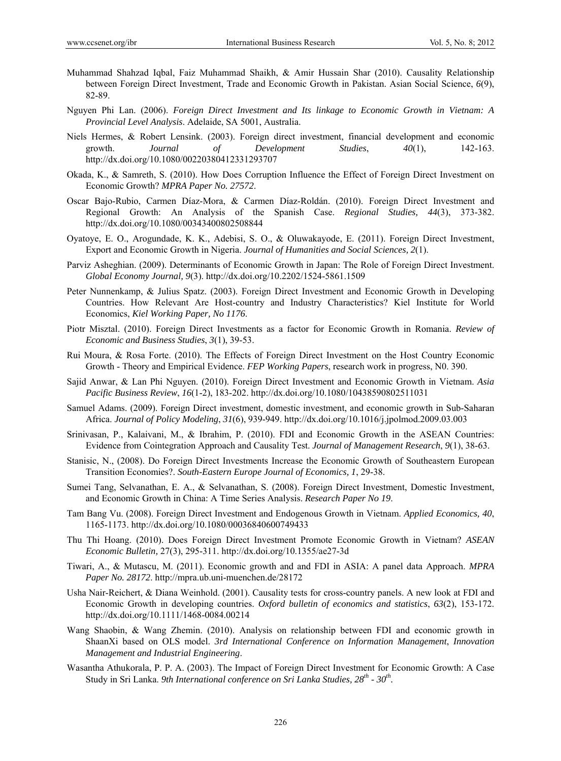Muhammad Shahzad Iqbal, Faiz Muhammad Shaikh, & Amir Hussain Shar (2010). Causality Relationship between Foreign Direct Investment, Trade and Economic Growth in Pakistan. Asian Social Science, *6*(9), 82-89.

Nguyen Phi Lan. (2006). *Foreign Direct Investment and Its linkage to Economic Growth in Vietnam: A Provincial Level Analysis*. Adelaide, SA 5001, Australia.

Niels Hermes, & Robert Lensink. (2003). Foreign direct investment, financial development and economic growth. *Journal of Development Studies*, *40*(1), 142-163. http://dx.doi.org/10.1080/00220380412331293707

Okada, K., & Samreth, S. (2010). How Does Corruption Influence the Effect of Foreign Direct Investment on Economic Growth? *MPRA Paper No. 27572*.

Oscar Bajo-Rubio, Carmen Díaz-Mora, & Carmen Díaz-Roldán. (2010). Foreign Direct Investment and Regional Growth: An Analysis of the Spanish Case. *Regional Studies, 44*(3), 373-382. http://dx.doi.org/10.1080/00343400802508844

Oyatoye, E. O., Arogundade, K. K., Adebisi, S. O., & Oluwakayode, E. (2011). Foreign Direct Investment, Export and Economic Growth in Nigeria. *Journal of Humanities and Social Sciences, 2*(1).

Parviz Asheghian. (2009). Determinants of Economic Growth in Japan: The Role of Foreign Direct Investment. *Global Economy Journal, 9*(3). http://dx.doi.org/10.2202/1524-5861.1509

Peter Nunnenkamp, & Julius Spatz. (2003). Foreign Direct Investment and Economic Growth in Developing Countries. How Relevant Are Host-country and Industry Characteristics? Kiel Institute for World Economics, *Kiel Working Paper, No 1176*.

Piotr Misztal. (2010). Foreign Direct Investments as a factor for Economic Growth in Romania. *Review of Economic and Business Studies*, *3*(1), 39-53.

Rui Moura, & Rosa Forte. (2010). The Effects of Foreign Direct Investment on the Host Country Economic Growth - Theory and Empirical Evidence. *FEP Working Papers*, research work in progress, N0. 390.

Sajid Anwar, & Lan Phi Nguyen. (2010). Foreign Direct Investment and Economic Growth in Vietnam. *Asia Pacific Business Review*, *16*(1-2), 183-202. http://dx.doi.org/10.1080/10438590802511031

Samuel Adams. (2009). Foreign Direct investment, domestic investment, and economic growth in Sub-Saharan Africa. *Journal of Policy Modeling*, *31*(6), 939-949. http://dx.doi.org/10.1016/j.jpolmod.2009.03.003

Srinivasan, P., Kalaivani, M., & Ibrahim, P. (2010). FDI and Economic Growth in the ASEAN Countries: Evidence from Cointegration Approach and Causality Test. *Journal of Management Research*, *9*(1), 38-63.

Stanisic, N., (2008). Do Foreign Direct Investments Increase the Economic Growth of Southeastern European Transition Economies?. *South-Eastern Europe Journal of Economics, 1*, 29-38.

Sumei Tang, Selvanathan, E. A., & Selvanathan, S. (2008). Foreign Direct Investment, Domestic Investment, and Economic Growth in China: A Time Series Analysis. *Research Paper No 19*.

Tam Bang Vu. (2008). Foreign Direct Investment and Endogenous Growth in Vietnam. *Applied Economics, 40*, 1165-1173. http://dx.doi.org/10.1080/00036840600749433

Thu Thi Hoang. (2010). Does Foreign Direct Investment Promote Economic Growth in Vietnam? *ASEAN Economic Bulletin,* 27(3), 295-311. http://dx.doi.org/10.1355/ae27-3d

Tiwari, A., & Mutascu, M. (2011). Economic growth and and FDI in ASIA: A panel data Approach. *MPRA Paper No. 28172*. http://mpra.ub.uni-muenchen.de/28172

Usha Nair-Reichert, & Diana Weinhold. (2001). Causality tests for cross-country panels. A new look at FDI and Economic Growth in developing countries. *Oxford bulletin of economics and statistics*, *63*(2), 153-172. http://dx.doi.org/10.1111/1468-0084.00214

Wang Shaobin, & Wang Zhemin. (2010). Analysis on relationship between FDI and economic growth in ShaanXi based on OLS model. *3rd International Conference on Information Management*, *Innovation Management and Industrial Engineering*.

Wasantha Athukorala, P. P. A. (2003). The Impact of Foreign Direct Investment for Economic Growth: A Case Study in Sri Lanka. *9th International conference on Sri Lanka Studies, 28th - 30th*.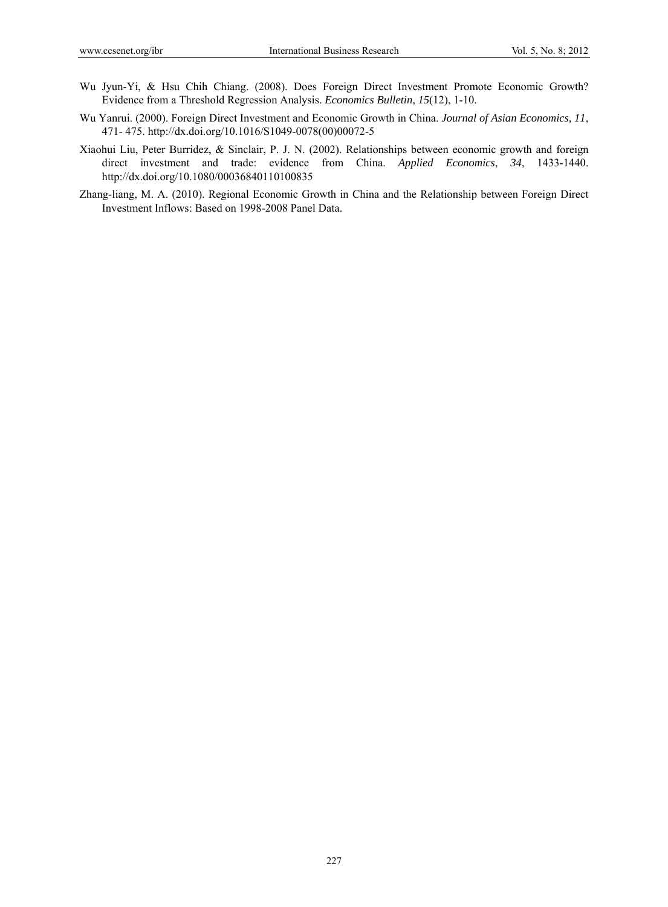Wu Jyun-Yi, & Hsu Chih Chiang. (2008). Does Foreign Direct Investment Promote Economic Growth? Evidence from a Threshold Regression Analysis. *Economics Bulletin*, *15*(12), 1-10.

Wu Yanrui. (2000). Foreign Direct Investment and Economic Growth in China. *Journal of Asian Economics, 11*, 471- 475. http://dx.doi.org/10.1016/S1049-0078(00)00072-5

Xiaohui Liu, Peter Burridez, & Sinclair, P. J. N. (2002). Relationships between economic growth and foreign direct investment and trade: evidence from China. *Applied Economics*, *34*, 1433-1440. http://dx.doi.org/10.1080/00036840110100835

Zhang-liang, M. A. (2010). Regional Economic Growth in China and the Relationship between Foreign Direct Investment Inflows: Based on 1998-2008 Panel Data.